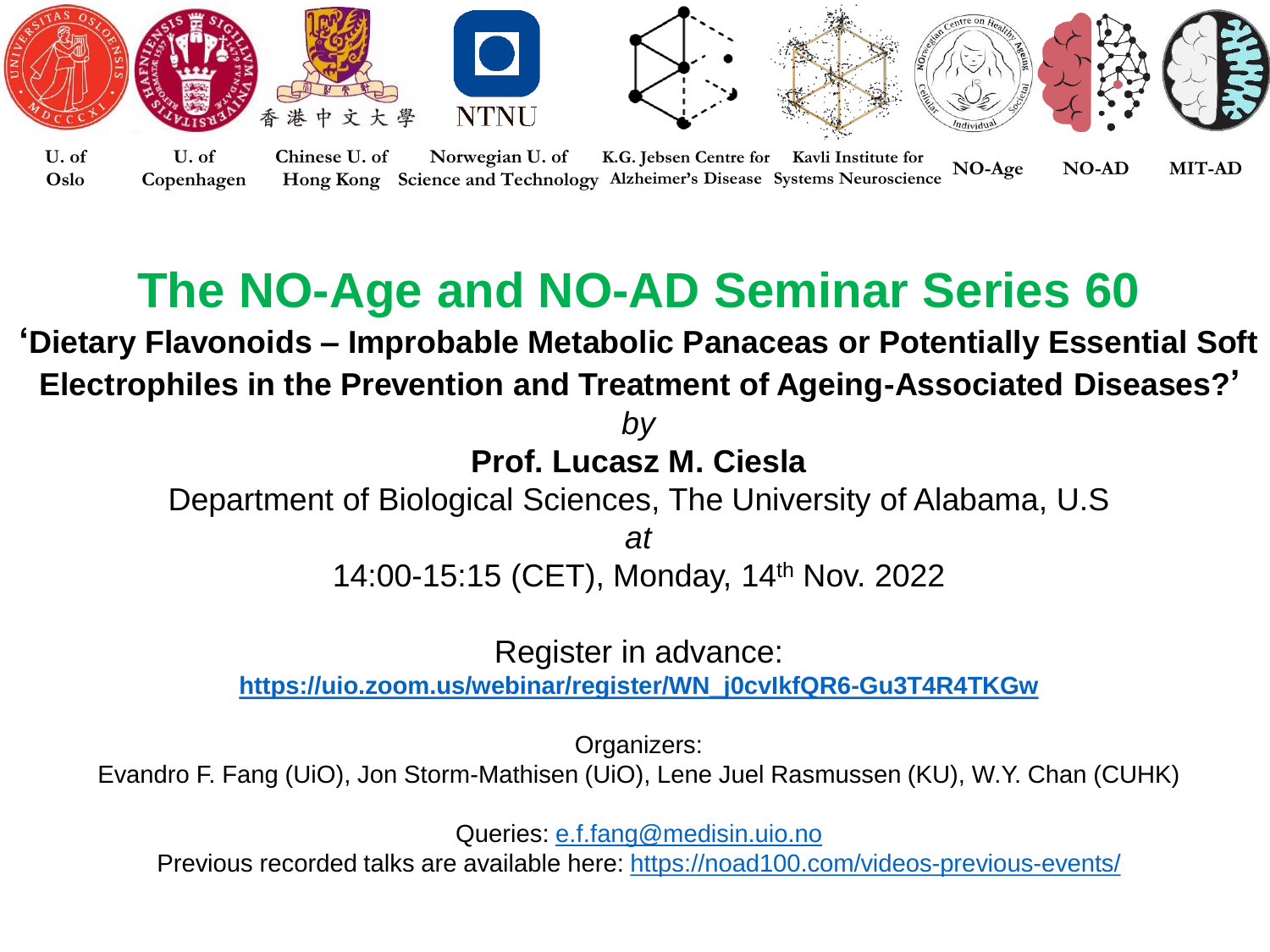U. of Oslo | U. of Copenhagen | Chinese U. of Hong Kong 香港中文大學 | Norwegian U. of Science and Technology NTNU | K.G. Jebsen Centre for Alzheimer's Disease | Kavli Institute for Systems Neuroscience | NO-Age | NO-AD | MIT-AD

# The NO-Age and NO-AD Seminar Series 60

**'Dietary Flavonoids – Improbable Metabolic Panaceas or Potentially Essential Soft Electrophiles in the Prevention and Treatment of Ageing-Associated Diseases?'**

*by*

**Prof. Lucasz M. Ciesla**

Department of Biological Sciences, The University of Alabama, U.S

*at*

14:00-15:15 (CET), Monday, 14th Nov. 2022

Register in advance:

**https://uio.zoom.us/webinar/register/WN_j0cvIkfQR6-Gu3T4R4TKGw**

Organizers:

Evandro F. Fang (UiO), Jon Storm-Mathisen (UiO), Lene Juel Rasmussen (KU), W.Y. Chan (CUHK)

Queries: e.f.fang@medisin.uio.no

Previous recorded talks are available here: https://noad100.com/videos-previous-events/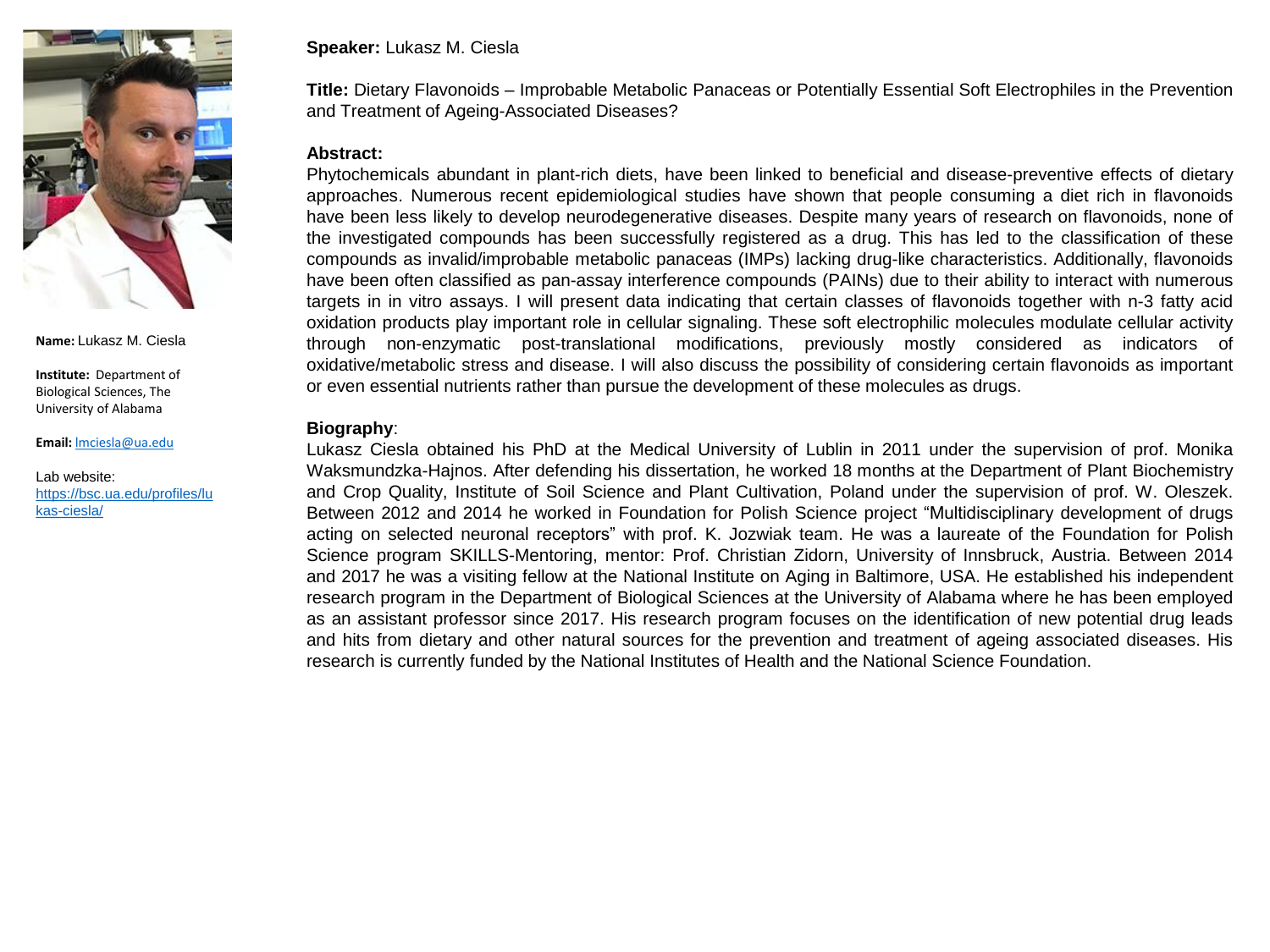**Name:** Lukasz M. Ciesla

**Institute:** Department of Biological Sciences, The University of Alabama

**Email:** [lmciesla@ua.edu](mailto:lmciesla@ua.edu)

Lab website: [https://bsc.ua.edu/profiles/lukas-ciesla/](https://bsc.ua.edu/profiles/lukas-ciesla/)

**Speaker:** Lukasz M. Ciesla

**Title:** Dietary Flavonoids – Improbable Metabolic Panaceas or Potentially Essential Soft Electrophiles in the Prevention and Treatment of Ageing-Associated Diseases?

**Abstract:**

Phytochemicals abundant in plant-rich diets, have been linked to beneficial and disease-preventive effects of dietary approaches. Numerous recent epidemiological studies have shown that people consuming a diet rich in flavonoids have been less likely to develop neurodegenerative diseases. Despite many years of research on flavonoids, none of the investigated compounds has been successfully registered as a drug. This has led to the classification of these compounds as invalid/improbable metabolic panaceas (IMPs) lacking drug-like characteristics. Additionally, flavonoids have been often classified as pan-assay interference compounds (PAINs) due to their ability to interact with numerous targets in in vitro assays. I will present data indicating that certain classes of flavonoids together with n-3 fatty acid oxidation products play important role in cellular signaling. These soft electrophilic molecules modulate cellular activity through non-enzymatic post-translational modifications, previously mostly considered as indicators of oxidative/metabolic stress and disease. I will also discuss the possibility of considering certain flavonoids as important or even essential nutrients rather than pursue the development of these molecules as drugs.

**Biography**:

Lukasz Ciesla obtained his PhD at the Medical University of Lublin in 2011 under the supervision of prof. Monika Waksmundzka-Hajnos. After defending his dissertation, he worked 18 months at the Department of Plant Biochemistry and Crop Quality, Institute of Soil Science and Plant Cultivation, Poland under the supervision of prof. W. Oleszek. Between 2012 and 2014 he worked in Foundation for Polish Science project "Multidisciplinary development of drugs acting on selected neuronal receptors" with prof. K. Jozwiak team. He was a laureate of the Foundation for Polish Science program SKILLS-Mentoring, mentor: Prof. Christian Zidorn, University of Innsbruck, Austria. Between 2014 and 2017 he was a visiting fellow at the National Institute on Aging in Baltimore, USA. He established his independent research program in the Department of Biological Sciences at the University of Alabama where he has been employed as an assistant professor since 2017. His research program focuses on the identification of new potential drug leads and hits from dietary and other natural sources for the prevention and treatment of ageing associated diseases. His research is currently funded by the National Institutes of Health and the National Science Foundation.